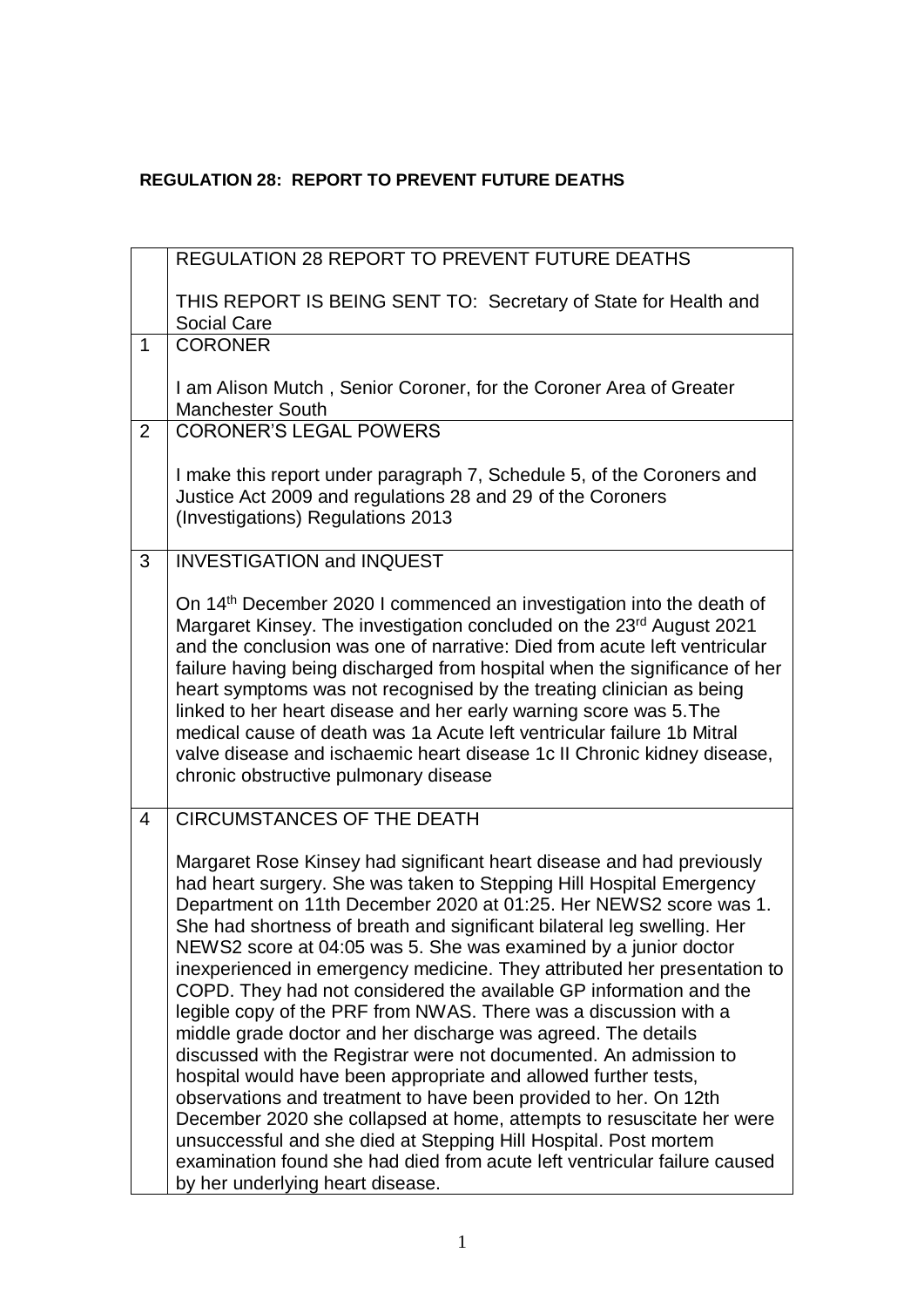**REGULATION 28: REPORT TO PREVENT FUTURE DEATHS**

| | REGULATION 28 REPORT TO PREVENT FUTURE DEATHS<br><br>THIS REPORT IS BEING SENT TO: Secretary of State for Health and Social Care |
|---|---|
| 1 | CORONER<br><br>I am Alison Mutch , Senior Coroner, for the Coroner Area of Greater Manchester South |
| 2 | CORONER'S LEGAL POWERS<br><br>I make this report under paragraph 7, Schedule 5, of the Coroners and Justice Act 2009 and regulations 28 and 29 of the Coroners (Investigations) Regulations 2013 |
| 3 | INVESTIGATION and INQUEST<br><br>On 14th December 2020 I commenced an investigation into the death of Margaret Kinsey. The investigation concluded on the 23rd August 2021 and the conclusion was one of narrative: Died from acute left ventricular failure having being discharged from hospital when the significance of her heart symptoms was not recognised by the treating clinician as being linked to her heart disease and her early warning score was 5.The medical cause of death was 1a Acute left ventricular failure 1b Mitral valve disease and ischaemic heart disease 1c II Chronic kidney disease, chronic obstructive pulmonary disease |
| 4 | CIRCUMSTANCES OF THE DEATH<br><br>Margaret Rose Kinsey had significant heart disease and had previously had heart surgery. She was taken to Stepping Hill Hospital Emergency Department on 11th December 2020 at 01:25. Her NEWS2 score was 1. She had shortness of breath and significant bilateral leg swelling. Her NEWS2 score at 04:05 was 5. She was examined by a junior doctor inexperienced in emergency medicine. They attributed her presentation to COPD. They had not considered the available GP information and the legible copy of the PRF from NWAS. There was a discussion with a middle grade doctor and her discharge was agreed. The details discussed with the Registrar were not documented. An admission to hospital would have been appropriate and allowed further tests, observations and treatment to have been provided to her. On 12th December 2020 she collapsed at home, attempts to resuscitate her were unsuccessful and she died at Stepping Hill Hospital. Post mortem examination found she had died from acute left ventricular failure caused by her underlying heart disease. |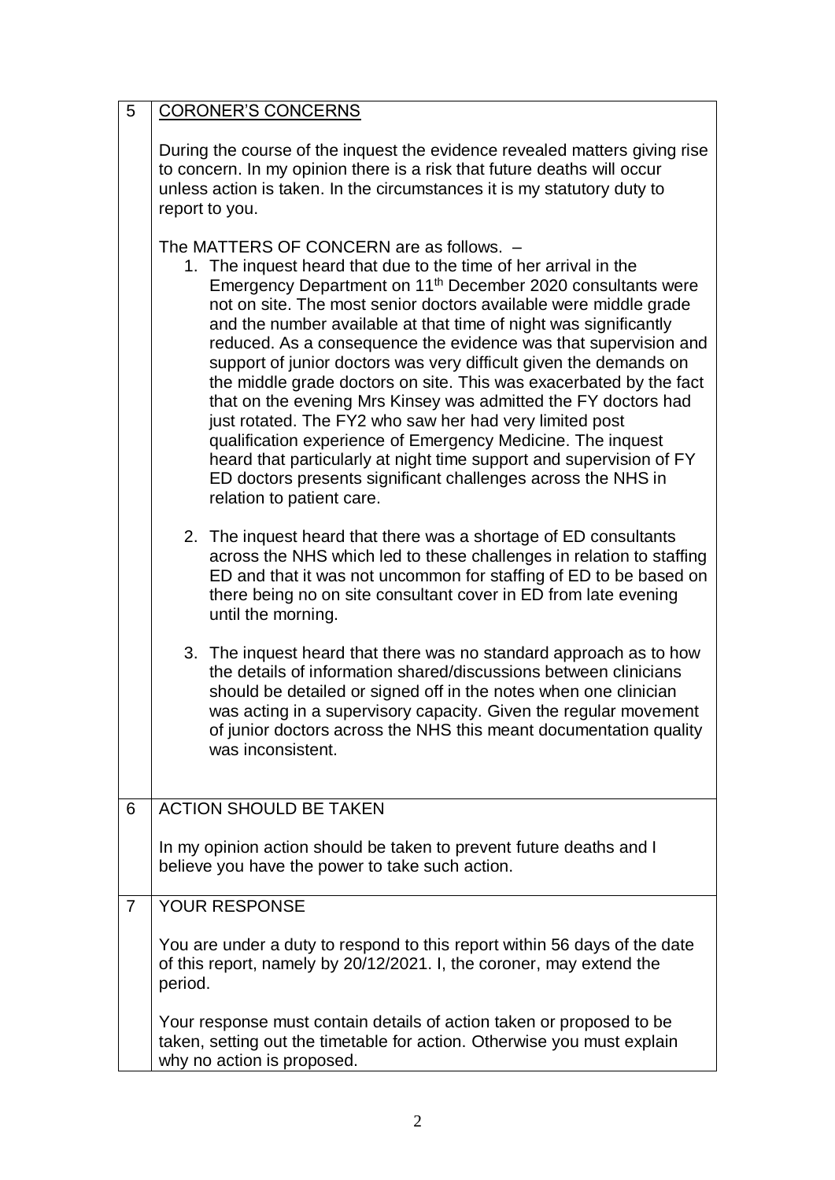## 5 CORONER'S CONCERNS

During the course of the inquest the evidence revealed matters giving rise to concern. In my opinion there is a risk that future deaths will occur unless action is taken. In the circumstances it is my statutory duty to report to you.

The MATTERS OF CONCERN are as follows. –

1. The inquest heard that due to the time of her arrival in the Emergency Department on 11th December 2020 consultants were not on site. The most senior doctors available were middle grade and the number available at that time of night was significantly reduced. As a consequence the evidence was that supervision and support of junior doctors was very difficult given the demands on the middle grade doctors on site. This was exacerbated by the fact that on the evening Mrs Kinsey was admitted the FY doctors had just rotated. The FY2 who saw her had very limited post qualification experience of Emergency Medicine. The inquest heard that particularly at night time support and supervision of FY ED doctors presents significant challenges across the NHS in relation to patient care.

2. The inquest heard that there was a shortage of ED consultants across the NHS which led to these challenges in relation to staffing ED and that it was not uncommon for staffing of ED to be based on there being no on site consultant cover in ED from late evening until the morning.

3. The inquest heard that there was no standard approach as to how the details of information shared/discussions between clinicians should be detailed or signed off in the notes when one clinician was acting in a supervisory capacity. Given the regular movement of junior doctors across the NHS this meant documentation quality was inconsistent.

## 6 ACTION SHOULD BE TAKEN

In my opinion action should be taken to prevent future deaths and I believe you have the power to take such action.

## 7 YOUR RESPONSE

You are under a duty to respond to this report within 56 days of the date of this report, namely by 20/12/2021. I, the coroner, may extend the period.

Your response must contain details of action taken or proposed to be taken, setting out the timetable for action. Otherwise you must explain why no action is proposed.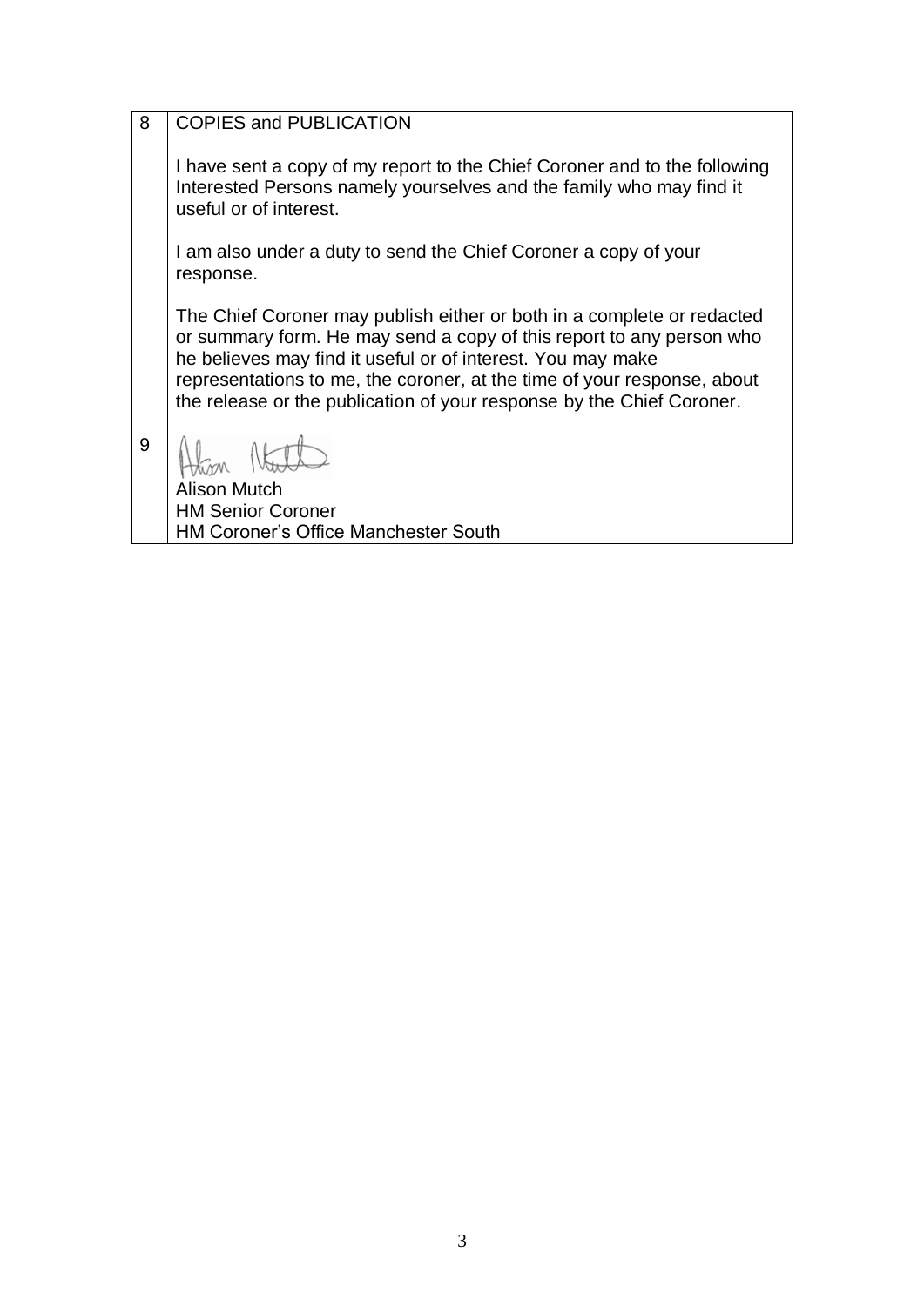| | |
|---|---|
| 8 | COPIES and PUBLICATION<br><br>I have sent a copy of my report to the Chief Coroner and to the following Interested Persons namely yourselves and the family who may find it useful or of interest.<br><br>I am also under a duty to send the Chief Coroner a copy of your response.<br><br>The Chief Coroner may publish either or both in a complete or redacted or summary form. He may send a copy of this report to any person who he believes may find it useful or of interest. You may make representations to me, the coroner, at the time of your response, about the release or the publication of your response by the Chief Coroner. |
| 9 | Alison Mutch<br>HM Senior Coroner<br>HM Coroner's Office Manchester South |